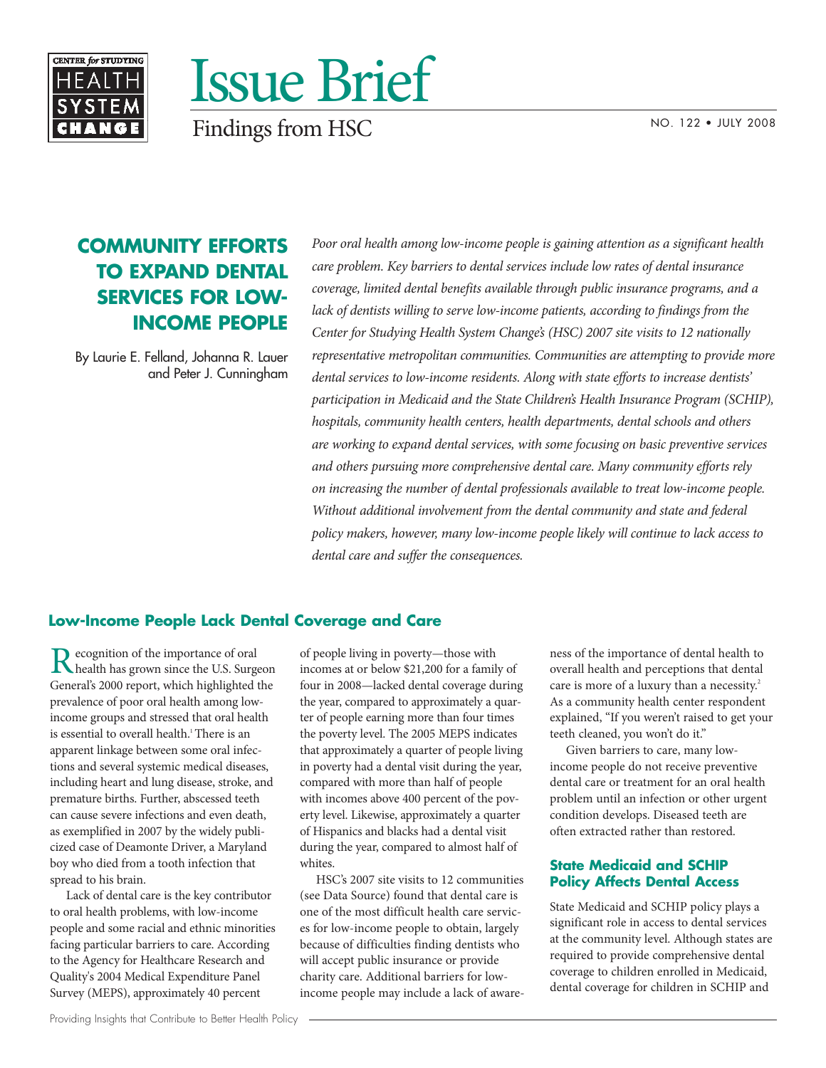# Issue Brief

Findings from HSC

NO. 122 • JULY 2008

## COMMUNITY EFFORTS TO EXPAND DENTAL SERVICES FOR LOW-INCOME PEOPLE

By Laurie E. Felland, Johanna R. Lauer and Peter J. Cunningham

*Poor oral health among low-income people is gaining attention as a significant health care problem. Key barriers to dental services include low rates of dental insurance coverage, limited dental benefits available through public insurance programs, and a lack of dentists willing to serve low-income patients, according to findings from the Center for Studying Health System Change's (HSC) 2007 site visits to 12 nationally representative metropolitan communities. Communities are attempting to provide more dental services to low-income residents. Along with state efforts to increase dentists' participation in Medicaid and the State Children's Health Insurance Program (SCHIP), hospitals, community health centers, health departments, dental schools and others are working to expand dental services, with some focusing on basic preventive services and others pursuing more comprehensive dental care. Many community efforts rely on increasing the number of dental professionals available to treat low-income people. Without additional involvement from the dental community and state and federal policy makers, however, many low-income people likely will continue to lack access to dental care and suffer the consequences.*

### Low-Income People Lack Dental Coverage and Care

Recognition of the importance of oral health has grown since the U.S. Surgeon General's 2000 report, which highlighted the prevalence of poor oral health among low-income groups and stressed that oral health is essential to overall health.[1] There is an apparent linkage between some oral infections and several systemic medical diseases, including heart and lung disease, stroke, and premature births. Further, abscessed teeth can cause severe infections and even death, as exemplified in 2007 by the widely publicized case of Deamonte Driver, a Maryland boy who died from a tooth infection that spread to his brain.

Lack of dental care is the key contributor to oral health problems, with low-income people and some racial and ethnic minorities facing particular barriers to care. According to the Agency for Healthcare Research and Quality's 2004 Medical Expenditure Panel Survey (MEPS), approximately 40 percent of people living in poverty—those with incomes at or below $21,200 for a family of four in 2008—lacked dental coverage during the year, compared to approximately a quarter of people earning more than four times the poverty level. The 2005 MEPS indicates that approximately a quarter of people living in poverty had a dental visit during the year, compared with more than half of people with incomes above 400 percent of the poverty level. Likewise, approximately a quarter of Hispanics and blacks had a dental visit during the year, compared to almost half of whites.

HSC's 2007 site visits to 12 communities (see Data Source) found that dental care is one of the most difficult health care services for low-income people to obtain, largely because of difficulties finding dentists who will accept public insurance or provide charity care. Additional barriers for low-income people may include a lack of awareness of the importance of dental health to overall health and perceptions that dental care is more of a luxury than a necessity.[2] As a community health center respondent explained, "If you weren't raised to get your teeth cleaned, you won't do it."

Given barriers to care, many low-income people do not receive preventive dental care or treatment for an oral health problem until an infection or other urgent condition develops. Diseased teeth are often extracted rather than restored.

### State Medicaid and SCHIP Policy Affects Dental Access

State Medicaid and SCHIP policy plays a significant role in access to dental services at the community level. Although states are required to provide comprehensive dental coverage to children enrolled in Medicaid, dental coverage for children in SCHIP and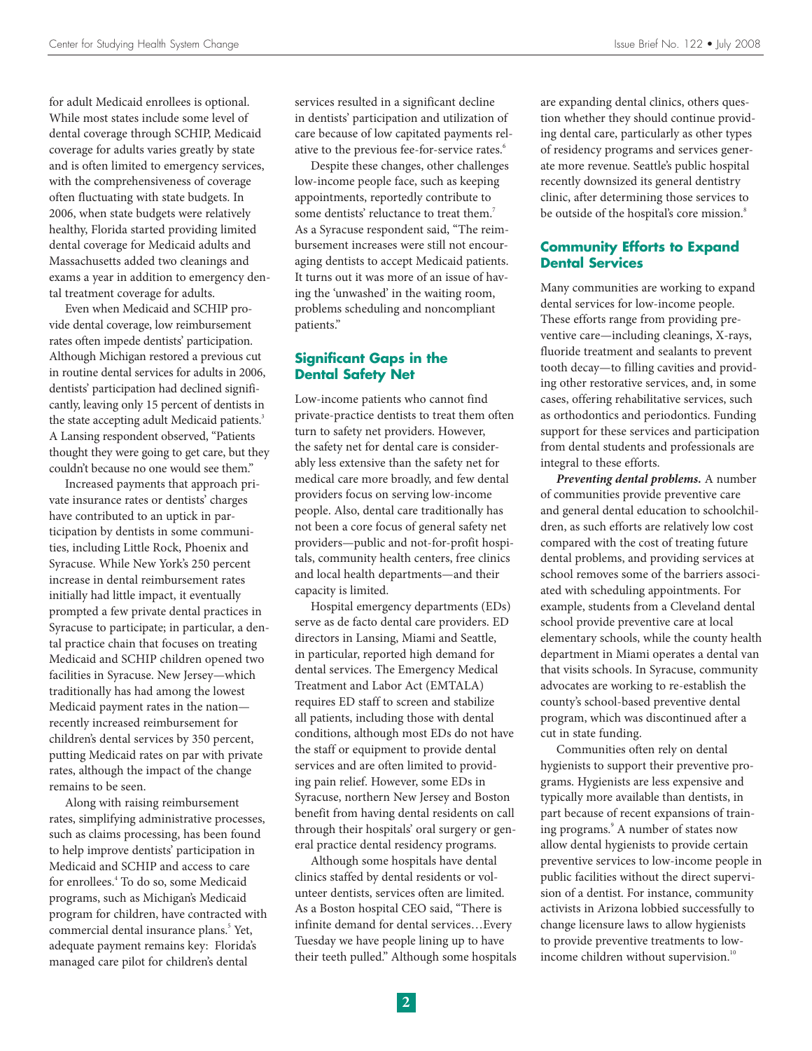for adult Medicaid enrollees is optional. While most states include some level of dental coverage through SCHIP, Medicaid coverage for adults varies greatly by state and is often limited to emergency services, with the comprehensiveness of coverage often fluctuating with state budgets. In 2006, when state budgets were relatively healthy, Florida started providing limited dental coverage for Medicaid adults and Massachusetts added two cleanings and exams a year in addition to emergency dental treatment coverage for adults.

Even when Medicaid and SCHIP provide dental coverage, low reimbursement rates often impede dentists' participation. Although Michigan restored a previous cut in routine dental services for adults in 2006, dentists' participation had declined significantly, leaving only 15 percent of dentists in the state accepting adult Medicaid patients.[3] A Lansing respondent observed, "Patients thought they were going to get care, but they couldn't because no one would see them."

Increased payments that approach private insurance rates or dentists' charges have contributed to an uptick in participation by dentists in some communities, including Little Rock, Phoenix and Syracuse. While New York's 250 percent increase in dental reimbursement rates initially had little impact, it eventually prompted a few private dental practices in Syracuse to participate; in particular, a dental practice chain that focuses on treating Medicaid and SCHIP children opened two facilities in Syracuse. New Jersey—which traditionally has had among the lowest Medicaid payment rates in the nation—recently increased reimbursement for children's dental services by 350 percent, putting Medicaid rates on par with private rates, although the impact of the change remains to be seen.

Along with raising reimbursement rates, simplifying administrative processes, such as claims processing, has been found to help improve dentists' participation in Medicaid and SCHIP and access to care for enrollees.[4] To do so, some Medicaid programs, such as Michigan's Medicaid program for children, have contracted with commercial dental insurance plans.[5] Yet, adequate payment remains key: Florida's managed care pilot for children's dental services resulted in a significant decline in dentists' participation and utilization of care because of low capitated payments relative to the previous fee-for-service rates.[6]

Despite these changes, other challenges low-income people face, such as keeping appointments, reportedly contribute to some dentists' reluctance to treat them.[7] As a Syracuse respondent said, "The reimbursement increases were still not encouraging dentists to accept Medicaid patients. It turns out it was more of an issue of having the 'unwashed' in the waiting room, problems scheduling and noncompliant patients."

## Significant Gaps in the Dental Safety Net

Low-income patients who cannot find private-practice dentists to treat them often turn to safety net providers. However, the safety net for dental care is considerably less extensive than the safety net for medical care more broadly, and few dental providers focus on serving low-income people. Also, dental care traditionally has not been a core focus of general safety net providers—public and not-for-profit hospitals, community health centers, free clinics and local health departments—and their capacity is limited.

Hospital emergency departments (EDs) serve as de facto dental care providers. ED directors in Lansing, Miami and Seattle, in particular, reported high demand for dental services. The Emergency Medical Treatment and Labor Act (EMTALA) requires ED staff to screen and stabilize all patients, including those with dental conditions, although most EDs do not have the staff or equipment to provide dental services and are often limited to providing pain relief. However, some EDs in Syracuse, northern New Jersey and Boston benefit from having dental residents on call through their hospitals' oral surgery or general practice dental residency programs.

Although some hospitals have dental clinics staffed by dental residents or volunteer dentists, services often are limited. As a Boston hospital CEO said, "There is infinite demand for dental services…Every Tuesday we have people lining up to have their teeth pulled." Although some hospitals are expanding dental clinics, others question whether they should continue providing dental care, particularly as other types of residency programs and services generate more revenue. Seattle's public hospital recently downsized its general dentistry clinic, after determining those services to be outside of the hospital's core mission.[8]

## Community Efforts to Expand Dental Services

Many communities are working to expand dental services for low-income people. These efforts range from providing preventive care—including cleanings, X-rays, fluoride treatment and sealants to prevent tooth decay—to filling cavities and providing other restorative services, and, in some cases, offering rehabilitative services, such as orthodontics and periodontics. Funding support for these services and participation from dental students and professionals are integral to these efforts.

***Preventing dental problems.*** A number of communities provide preventive care and general dental education to schoolchildren, as such efforts are relatively low cost compared with the cost of treating future dental problems, and providing services at school removes some of the barriers associated with scheduling appointments. For example, students from a Cleveland dental school provide preventive care at local elementary schools, while the county health department in Miami operates a dental van that visits schools. In Syracuse, community advocates are working to re-establish the county's school-based preventive dental program, which was discontinued after a cut in state funding.

Communities often rely on dental hygienists to support their preventive programs. Hygienists are less expensive and typically more available than dentists, in part because of recent expansions of training programs.[9] A number of states now allow dental hygienists to provide certain preventive services to low-income people in public facilities without the direct supervision of a dentist. For instance, community activists in Arizona lobbied successfully to change licensure laws to allow hygienists to provide preventive treatments to low-income children without supervision.[10]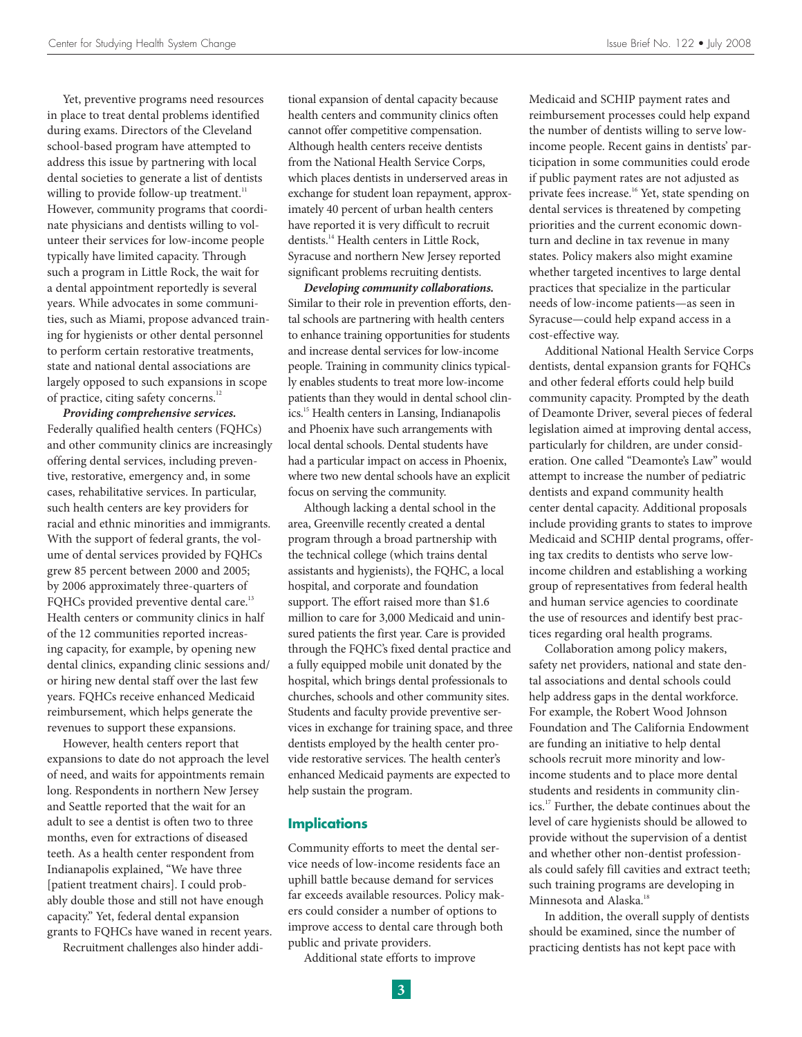Yet, preventive programs need resources in place to treat dental problems identified during exams. Directors of the Cleveland school-based program have attempted to address this issue by partnering with local dental societies to generate a list of dentists willing to provide follow-up treatment.[11] However, community programs that coordinate physicians and dentists willing to volunteer their services for low-income people typically have limited capacity. Through such a program in Little Rock, the wait for a dental appointment reportedly is several years. While advocates in some communities, such as Miami, propose advanced training for hygienists or other dental personnel to perform certain restorative treatments, state and national dental associations are largely opposed to such expansions in scope of practice, citing safety concerns.[12]

***Providing comprehensive services.*** Federally qualified health centers (FQHCs) and other community clinics are increasingly offering dental services, including preventive, restorative, emergency and, in some cases, rehabilitative services. In particular, such health centers are key providers for racial and ethnic minorities and immigrants. With the support of federal grants, the volume of dental services provided by FQHCs grew 85 percent between 2000 and 2005; by 2006 approximately three-quarters of FQHCs provided preventive dental care.[13] Health centers or community clinics in half of the 12 communities reported increasing capacity, for example, by opening new dental clinics, expanding clinic sessions and/or hiring new dental staff over the last few years. FQHCs receive enhanced Medicaid reimbursement, which helps generate the revenues to support these expansions.

However, health centers report that expansions to date do not approach the level of need, and waits for appointments remain long. Respondents in northern New Jersey and Seattle reported that the wait for an adult to see a dentist is often two to three months, even for extractions of diseased teeth. As a health center respondent from Indianapolis explained, "We have three [patient treatment chairs]. I could probably double those and still not have enough capacity." Yet, federal dental expansion grants to FQHCs have waned in recent years.

Recruitment challenges also hinder additional expansion of dental capacity because health centers and community clinics often cannot offer competitive compensation. Although health centers receive dentists from the National Health Service Corps, which places dentists in underserved areas in exchange for student loan repayment, approximately 40 percent of urban health centers have reported it is very difficult to recruit dentists.[14] Health centers in Little Rock, Syracuse and northern New Jersey reported significant problems recruiting dentists.

***Developing community collaborations.*** Similar to their role in prevention efforts, dental schools are partnering with health centers to enhance training opportunities for students and increase dental services for low-income people. Training in community clinics typically enables students to treat more low-income patients than they would in dental school clinics.[15] Health centers in Lansing, Indianapolis and Phoenix have such arrangements with local dental schools. Dental students have had a particular impact on access in Phoenix, where two new dental schools have an explicit focus on serving the community.

Although lacking a dental school in the area, Greenville recently created a dental program through a broad partnership with the technical college (which trains dental assistants and hygienists), the FQHC, a local hospital, and corporate and foundation support. The effort raised more than $1.6 million to care for 3,000 Medicaid and uninsured patients the first year. Care is provided through the FQHC's fixed dental practice and a fully equipped mobile unit donated by the hospital, which brings dental professionals to churches, schools and other community sites. Students and faculty provide preventive services in exchange for training space, and three dentists employed by the health center provide restorative services. The health center's enhanced Medicaid payments are expected to help sustain the program.

## Implications

Community efforts to meet the dental service needs of low-income residents face an uphill battle because demand for services far exceeds available resources. Policy makers could consider a number of options to improve access to dental care through both public and private providers.

Additional state efforts to improve Medicaid and SCHIP payment rates and reimbursement processes could help expand the number of dentists willing to serve low-income people. Recent gains in dentists' participation in some communities could erode if public payment rates are not adjusted as private fees increase.[16] Yet, state spending on dental services is threatened by competing priorities and the current economic downturn and decline in tax revenue in many states. Policy makers also might examine whether targeted incentives to large dental practices that specialize in the particular needs of low-income patients—as seen in Syracuse—could help expand access in a cost-effective way.

Additional National Health Service Corps dentists, dental expansion grants for FQHCs and other federal efforts could help build community capacity. Prompted by the death of Deamonte Driver, several pieces of federal legislation aimed at improving dental access, particularly for children, are under consideration. One called "Deamonte's Law" would attempt to increase the number of pediatric dentists and expand community health center dental capacity. Additional proposals include providing grants to states to improve Medicaid and SCHIP dental programs, offering tax credits to dentists who serve low-income children and establishing a working group of representatives from federal health and human service agencies to coordinate the use of resources and identify best practices regarding oral health programs.

Collaboration among policy makers, safety net providers, national and state dental associations and dental schools could help address gaps in the dental workforce. For example, the Robert Wood Johnson Foundation and The California Endowment are funding an initiative to help dental schools recruit more minority and low-income students and to place more dental students and residents in community clinics.[17] Further, the debate continues about the level of care hygienists should be allowed to provide without the supervision of a dentist and whether other non-dentist professionals could safely fill cavities and extract teeth; such training programs are developing in Minnesota and Alaska.[18]

In addition, the overall supply of dentists should be examined, since the number of practicing dentists has not kept pace with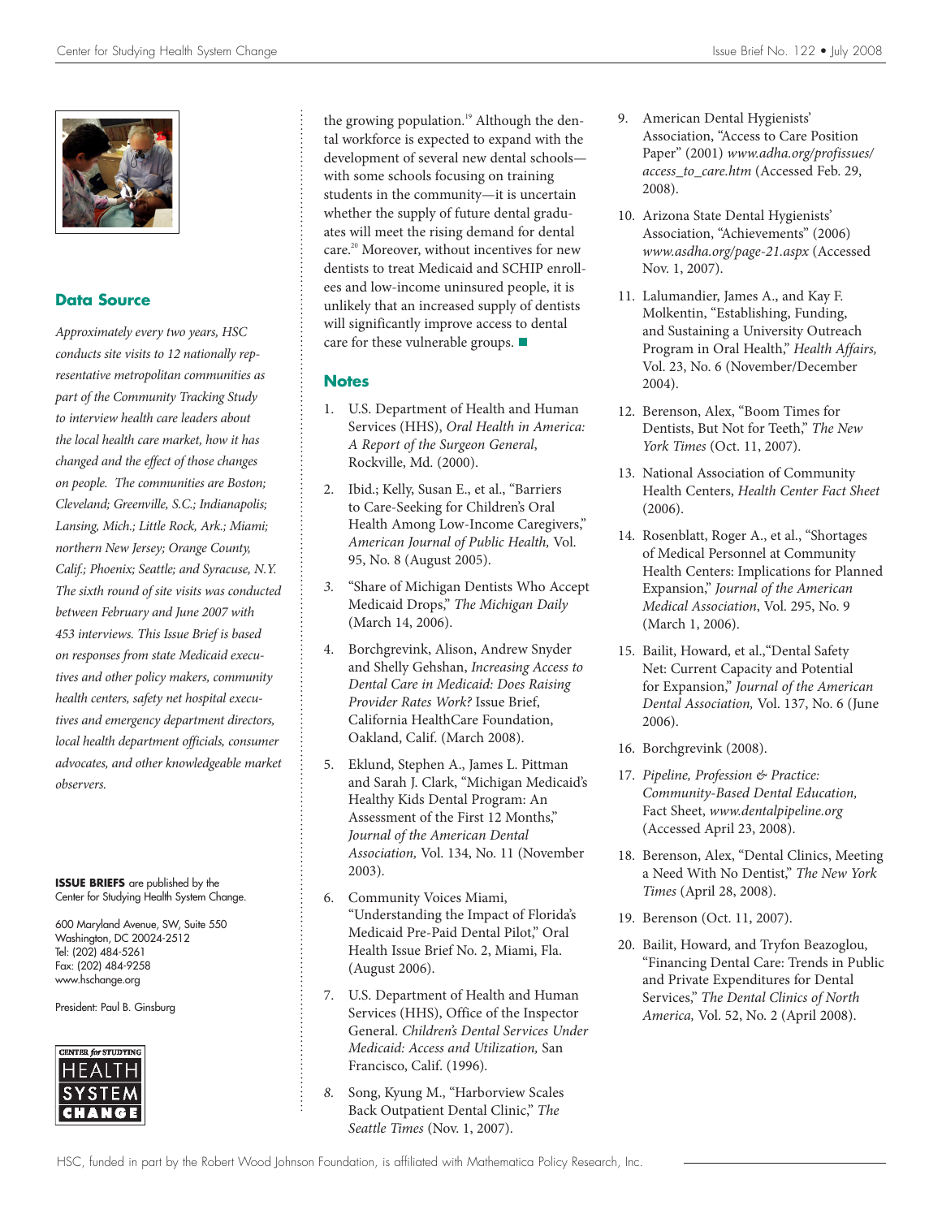## Data Source

*Approximately every two years, HSC conducts site visits to 12 nationally representative metropolitan communities as part of the Community Tracking Study to interview health care leaders about the local health care market, how it has changed and the effect of those changes on people. The communities are Boston; Cleveland; Greenville, S.C.; Indianapolis; Lansing, Mich.; Little Rock, Ark.; Miami; northern New Jersey; Orange County, Calif.; Phoenix; Seattle; and Syracuse, N.Y. The sixth round of site visits was conducted between February and June 2007 with 453 interviews. This Issue Brief is based on responses from state Medicaid executives and other policy makers, community health centers, safety net hospital executives and emergency department directors, local health department officials, consumer advocates, and other knowledgeable market observers.*

**ISSUE BRIEFS** are published by the Center for Studying Health System Change.

600 Maryland Avenue, SW, Suite 550
Washington, DC 20024-2512
Tel: (202) 484-5261
Fax: (202) 484-9258
www.hschange.org

President: Paul B. Ginsburg

the growing population.[19] Although the dental workforce is expected to expand with the development of several new dental schools—with some schools focusing on training students in the community—it is uncertain whether the supply of future dental graduates will meet the rising demand for dental care.[20] Moreover, without incentives for new dentists to treat Medicaid and SCHIP enrollees and low-income uninsured people, it is unlikely that an increased supply of dentists will significantly improve access to dental care for these vulnerable groups. ■

## Notes

1. U.S. Department of Health and Human Services (HHS), *Oral Health in America: A Report of the Surgeon General*, Rockville, Md. (2000).
2. Ibid.; Kelly, Susan E., et al., "Barriers to Care-Seeking for Children's Oral Health Among Low-Income Caregivers," *American Journal of Public Health,* Vol. 95, No. 8 (August 2005).
3. "Share of Michigan Dentists Who Accept Medicaid Drops," *The Michigan Daily* (March 14, 2006).
4. Borchgrevink, Alison, Andrew Snyder and Shelly Gehshan, *Increasing Access to Dental Care in Medicaid: Does Raising Provider Rates Work?* Issue Brief, California HealthCare Foundation, Oakland, Calif. (March 2008).
5. Eklund, Stephen A., James L. Pittman and Sarah J. Clark, "Michigan Medicaid's Healthy Kids Dental Program: An Assessment of the First 12 Months," *Journal of the American Dental Association,* Vol. 134, No. 11 (November 2003).
6. Community Voices Miami, "Understanding the Impact of Florida's Medicaid Pre-Paid Dental Pilot," Oral Health Issue Brief No. 2, Miami, Fla. (August 2006).
7. U.S. Department of Health and Human Services (HHS), Office of the Inspector General. *Children's Dental Services Under Medicaid: Access and Utilization,* San Francisco, Calif. (1996).
8. Song, Kyung M., "Harborview Scales Back Outpatient Dental Clinic," *The Seattle Times* (Nov. 1, 2007).
9. American Dental Hygienists' Association, "Access to Care Position Paper" (2001) *www.adha.org/profissues/access_to_care.htm* (Accessed Feb. 29, 2008).
10. Arizona State Dental Hygienists' Association, "Achievements" (2006) *www.asdha.org/page-21.aspx* (Accessed Nov. 1, 2007).
11. Lalumandier, James A., and Kay F. Molkentin, "Establishing, Funding, and Sustaining a University Outreach Program in Oral Health," *Health Affairs,* Vol. 23, No. 6 (November/December 2004).
12. Berenson, Alex, "Boom Times for Dentists, But Not for Teeth," *The New York Times* (Oct. 11, 2007).
13. National Association of Community Health Centers, *Health Center Fact Sheet* (2006).
14. Rosenblatt, Roger A., et al., "Shortages of Medical Personnel at Community Health Centers: Implications for Planned Expansion," *Journal of the American Medical Association*, Vol. 295, No. 9 (March 1, 2006).
15. Bailit, Howard, et al.,"Dental Safety Net: Current Capacity and Potential for Expansion," *Journal of the American Dental Association,* Vol. 137, No. 6 (June 2006).
16. Borchgrevink (2008).
17. *Pipeline, Profession & Practice: Community-Based Dental Education,* Fact Sheet, *www.dentalpipeline.org* (Accessed April 23, 2008).
18. Berenson, Alex, "Dental Clinics, Meeting a Need With No Dentist," *The New York Times* (April 28, 2008).
19. Berenson (Oct. 11, 2007).
20. Bailit, Howard, and Tryfon Beazoglou, "Financing Dental Care: Trends in Public and Private Expenditures for Dental Services," *The Dental Clinics of North America,* Vol. 52, No. 2 (April 2008).

HSC, funded in part by the Robert Wood Johnson Foundation, is affiliated with Mathematica Policy Research, Inc.